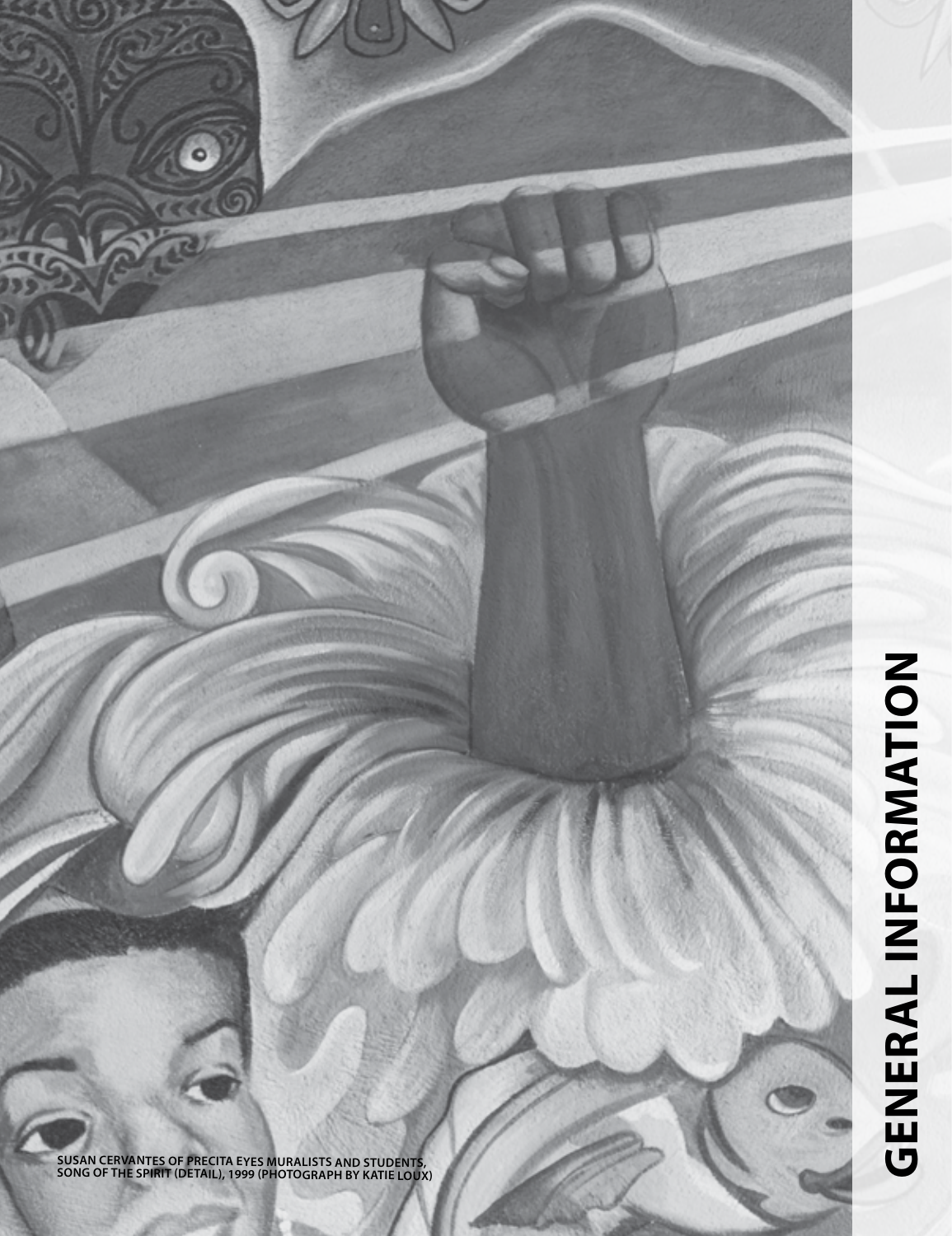# GENERAL INFORMATION

SUSAN CERVANTES OF PRECITA EYES MURALISTS AND STUDENTS, SONG OF THE SPIRIT (DETAIL), 1999 (PHOTOGRAPH BY KATIE LOUX)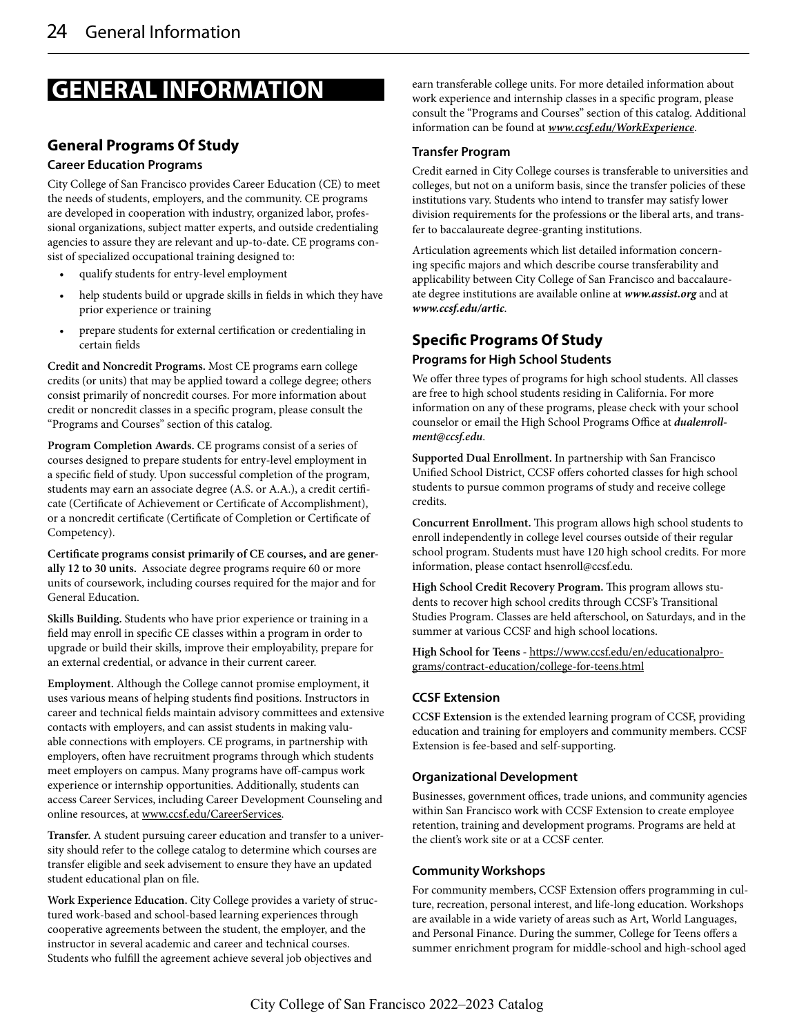# GENERAL INFORMATION

## General Programs Of Study

### Career Education Programs

City College of San Francisco provides Career Education (CE) to meet the needs of students, employers, and the community. CE programs are developed in cooperation with industry, organized labor, professional organizations, subject matter experts, and outside credentialing agencies to assure they are relevant and up-to-date. CE programs consist of specialized occupational training designed to:

- qualify students for entry-level employment
- help students build or upgrade skills in fields in which they have prior experience or training
- prepare students for external certification or credentialing in certain fields

**Credit and Noncredit Programs.** Most CE programs earn college credits (or units) that may be applied toward a college degree; others consist primarily of noncredit courses. For more information about credit or noncredit classes in a specific program, please consult the "Programs and Courses" section of this catalog.

**Program Completion Awards.** CE programs consist of a series of courses designed to prepare students for entry-level employment in a specific field of study. Upon successful completion of the program, students may earn an associate degree (A.S. or A.A.), a credit certificate (Certificate of Achievement or Certificate of Accomplishment), or a noncredit certificate (Certificate of Completion or Certificate of Competency).

**Certificate programs consist primarily of CE courses, and are generally 12 to 30 units.** Associate degree programs require 60 or more units of coursework, including courses required for the major and for General Education.

**Skills Building.** Students who have prior experience or training in a field may enroll in specific CE classes within a program in order to upgrade or build their skills, improve their employability, prepare for an external credential, or advance in their current career.

**Employment.** Although the College cannot promise employment, it uses various means of helping students find positions. Instructors in career and technical fields maintain advisory committees and extensive contacts with employers, and can assist students in making valuable connections with employers. CE programs, in partnership with employers, often have recruitment programs through which students meet employers on campus. Many programs have off-campus work experience or internship opportunities. Additionally, students can access Career Services, including Career Development Counseling and online resources, at www.ccsf.edu/CareerServices.

**Transfer.** A student pursuing career education and transfer to a university should refer to the college catalog to determine which courses are transfer eligible and seek advisement to ensure they have an updated student educational plan on file.

**Work Experience Education.** City College provides a variety of structured work-based and school-based learning experiences through cooperative agreements between the student, the employer, and the instructor in several academic and career and technical courses. Students who fulfill the agreement achieve several job objectives and earn transferable college units. For more detailed information about work experience and internship classes in a specific program, please consult the "Programs and Courses" section of this catalog. Additional information can be found at ***www.ccsf.edu/WorkExperience***.

### Transfer Program

Credit earned in City College courses is transferable to universities and colleges, but not on a uniform basis, since the transfer policies of these institutions vary. Students who intend to transfer may satisfy lower division requirements for the professions or the liberal arts, and transfer to baccalaureate degree-granting institutions.

Articulation agreements which list detailed information concerning specific majors and which describe course transferability and applicability between City College of San Francisco and baccalaureate degree institutions are available online at ***www.assist.org*** and at ***www.ccsf.edu/artic***.

## Specific Programs Of Study

### Programs for High School Students

We offer three types of programs for high school students. All classes are free to high school students residing in California. For more information on any of these programs, please check with your school counselor or email the High School Programs Office at ***dualenrollment@ccsf.edu***.

**Supported Dual Enrollment.** In partnership with San Francisco Unified School District, CCSF offers cohorted classes for high school students to pursue common programs of study and receive college credits.

**Concurrent Enrollment.** This program allows high school students to enroll independently in college level courses outside of their regular school program. Students must have 120 high school credits. For more information, please contact hsenroll@ccsf.edu.

**High School Credit Recovery Program.** This program allows students to recover high school credits through CCSF's Transitional Studies Program. Classes are held afterschool, on Saturdays, and in the summer at various CCSF and high school locations.

**High School for Teens** - https://www.ccsf.edu/en/educationalprograms/contract-education/college-for-teens.html

### CCSF Extension

**CCSF Extension** is the extended learning program of CCSF, providing education and training for employers and community members. CCSF Extension is fee-based and self-supporting.

### Organizational Development

Businesses, government offices, trade unions, and community agencies within San Francisco work with CCSF Extension to create employee retention, training and development programs. Programs are held at the client's work site or at a CCSF center.

### Community Workshops

For community members, CCSF Extension offers programming in culture, recreation, personal interest, and life-long education. Workshops are available in a wide variety of areas such as Art, World Languages, and Personal Finance. During the summer, College for Teens offers a summer enrichment program for middle-school and high-school aged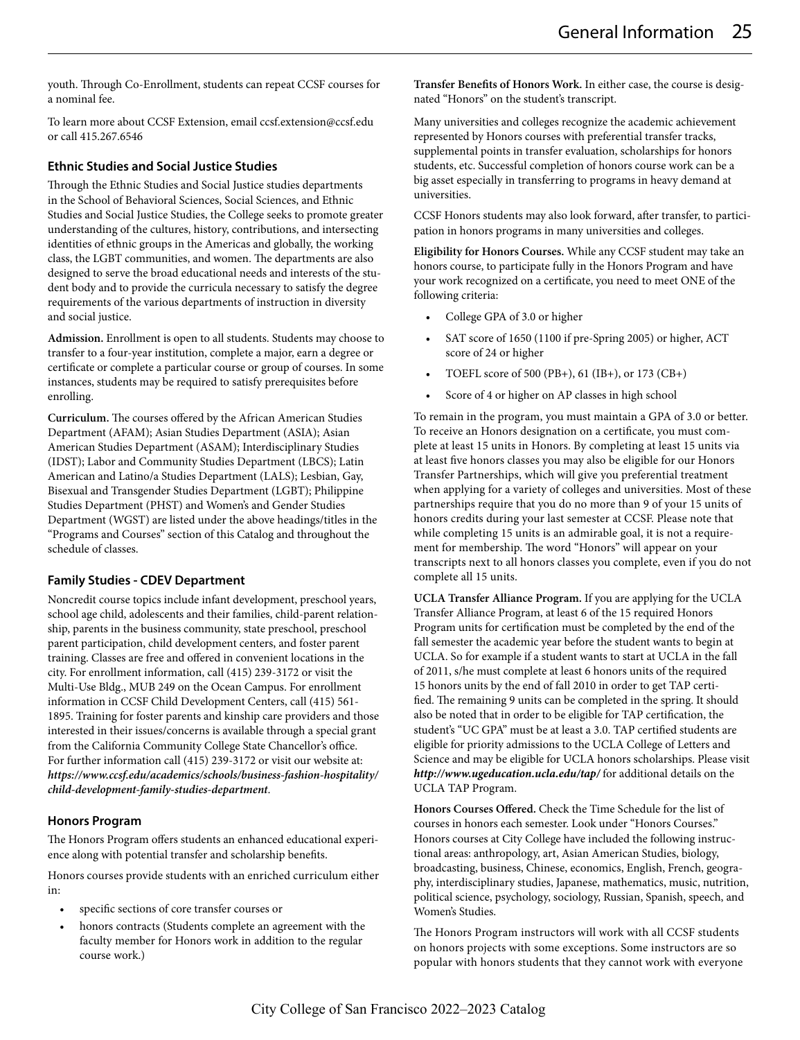youth. Through Co-Enrollment, students can repeat CCSF courses for a nominal fee.

To learn more about CCSF Extension, email ccsf.extension@ccsf.edu or call 415.267.6546

### Ethnic Studies and Social Justice Studies

Through the Ethnic Studies and Social Justice studies departments in the School of Behavioral Sciences, Social Sciences, and Ethnic Studies and Social Justice Studies, the College seeks to promote greater understanding of the cultures, history, contributions, and intersecting identities of ethnic groups in the Americas and globally, the working class, the LGBT communities, and women. The departments are also designed to serve the broad educational needs and interests of the student body and to provide the curricula necessary to satisfy the degree requirements of the various departments of instruction in diversity and social justice.

**Admission.** Enrollment is open to all students. Students may choose to transfer to a four-year institution, complete a major, earn a degree or certificate or complete a particular course or group of courses. In some instances, students may be required to satisfy prerequisites before enrolling.

**Curriculum.** The courses offered by the African American Studies Department (AFAM); Asian Studies Department (ASIA); Asian American Studies Department (ASAM); Interdisciplinary Studies (IDST); Labor and Community Studies Department (LBCS); Latin American and Latino/a Studies Department (LALS); Lesbian, Gay, Bisexual and Transgender Studies Department (LGBT); Philippine Studies Department (PHST) and Women's and Gender Studies Department (WGST) are listed under the above headings/titles in the "Programs and Courses" section of this Catalog and throughout the schedule of classes.

### Family Studies - CDEV Department

Noncredit course topics include infant development, preschool years, school age child, adolescents and their families, child-parent relationship, parents in the business community, state preschool, preschool parent participation, child development centers, and foster parent training. Classes are free and offered in convenient locations in the city. For enrollment information, call (415) 239-3172 or visit the Multi-Use Bldg., MUB 249 on the Ocean Campus. For enrollment information in CCSF Child Development Centers, call (415) 561-1895. Training for foster parents and kinship care providers and those interested in their issues/concerns is available through a special grant from the California Community College State Chancellor's office. For further information call (415) 239-3172 or visit our website at: ***https://www.ccsf.edu/academics/schools/business-fashion-hospitality/child-development-family-studies-department***.

### Honors Program

The Honors Program offers students an enhanced educational experience along with potential transfer and scholarship benefits.

Honors courses provide students with an enriched curriculum either in:

- specific sections of core transfer courses or
- honors contracts (Students complete an agreement with the faculty member for Honors work in addition to the regular course work.)

**Transfer Benefits of Honors Work.** In either case, the course is designated "Honors" on the student's transcript.

Many universities and colleges recognize the academic achievement represented by Honors courses with preferential transfer tracks, supplemental points in transfer evaluation, scholarships for honors students, etc. Successful completion of honors course work can be a big asset especially in transferring to programs in heavy demand at universities.

CCSF Honors students may also look forward, after transfer, to participation in honors programs in many universities and colleges.

**Eligibility for Honors Courses.** While any CCSF student may take an honors course, to participate fully in the Honors Program and have your work recognized on a certificate, you need to meet ONE of the following criteria:

- College GPA of 3.0 or higher
- SAT score of 1650 (1100 if pre-Spring 2005) or higher, ACT score of 24 or higher
- TOEFL score of 500 (PB+), 61 (IB+), or 173 (CB+)
- Score of 4 or higher on AP classes in high school

To remain in the program, you must maintain a GPA of 3.0 or better. To receive an Honors designation on a certificate, you must complete at least 15 units in Honors. By completing at least 15 units via at least five honors classes you may also be eligible for our Honors Transfer Partnerships, which will give you preferential treatment when applying for a variety of colleges and universities. Most of these partnerships require that you do no more than 9 of your 15 units of honors credits during your last semester at CCSF. Please note that while completing 15 units is an admirable goal, it is not a requirement for membership. The word "Honors" will appear on your transcripts next to all honors classes you complete, even if you do not complete all 15 units.

**UCLA Transfer Alliance Program.** If you are applying for the UCLA Transfer Alliance Program, at least 6 of the 15 required Honors Program units for certification must be completed by the end of the fall semester the academic year before the student wants to begin at UCLA. So for example if a student wants to start at UCLA in the fall of 2011, s/he must complete at least 6 honors units of the required 15 honors units by the end of fall 2010 in order to get TAP certified. The remaining 9 units can be completed in the spring. It should also be noted that in order to be eligible for TAP certification, the student's "UC GPA" must be at least a 3.0. TAP certified students are eligible for priority admissions to the UCLA College of Letters and Science and may be eligible for UCLA honors scholarships. Please visit ***http://www.ugeducation.ucla.edu/tap/*** for additional details on the UCLA TAP Program.

**Honors Courses Offered.** Check the Time Schedule for the list of courses in honors each semester. Look under "Honors Courses." Honors courses at City College have included the following instructional areas: anthropology, art, Asian American Studies, biology, broadcasting, business, Chinese, economics, English, French, geography, interdisciplinary studies, Japanese, mathematics, music, nutrition, political science, psychology, sociology, Russian, Spanish, speech, and Women's Studies.

The Honors Program instructors will work with all CCSF students on honors projects with some exceptions. Some instructors are so popular with honors students that they cannot work with everyone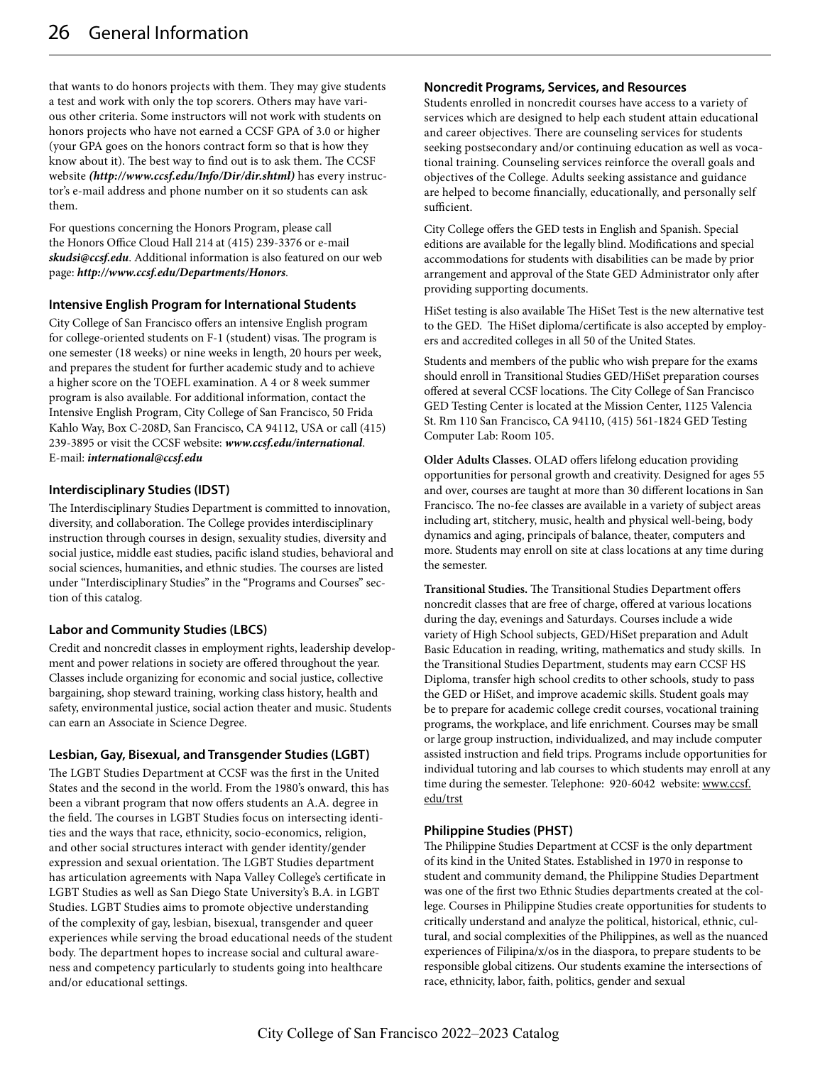that wants to do honors projects with them. They may give students a test and work with only the top scorers. Others may have various other criteria. Some instructors will not work with students on honors projects who have not earned a CCSF GPA of 3.0 or higher (your GPA goes on the honors contract form so that is how they know about it). The best way to find out is to ask them. The CCSF website ***(http://www.ccsf.edu/Info/Dir/dir.shtml)*** has every instructor's e-mail address and phone number on it so students can ask them.

For questions concerning the Honors Program, please call the Honors Office Cloud Hall 214 at (415) 239-3376 or e-mail ***skudsi@ccsf.edu***. Additional information is also featured on our web page: ***http://www.ccsf.edu/Departments/Honors***.

### Intensive English Program for International Students

City College of San Francisco offers an intensive English program for college-oriented students on F-1 (student) visas. The program is one semester (18 weeks) or nine weeks in length, 20 hours per week, and prepares the student for further academic study and to achieve a higher score on the TOEFL examination. A 4 or 8 week summer program is also available. For additional information, contact the Intensive English Program, City College of San Francisco, 50 Frida Kahlo Way, Box C-208D, San Francisco, CA 94112, USA or call (415) 239-3895 or visit the CCSF website: ***www.ccsf.edu/international***. E-mail: ***international@ccsf.edu***

### Interdisciplinary Studies (IDST)

The Interdisciplinary Studies Department is committed to innovation, diversity, and collaboration. The College provides interdisciplinary instruction through courses in design, sexuality studies, diversity and social justice, middle east studies, pacific island studies, behavioral and social sciences, humanities, and ethnic studies. The courses are listed under "Interdisciplinary Studies" in the "Programs and Courses" section of this catalog.

### Labor and Community Studies (LBCS)

Credit and noncredit classes in employment rights, leadership development and power relations in society are offered throughout the year. Classes include organizing for economic and social justice, collective bargaining, shop steward training, working class history, health and safety, environmental justice, social action theater and music. Students can earn an Associate in Science Degree.

### Lesbian, Gay, Bisexual, and Transgender Studies (LGBT)

The LGBT Studies Department at CCSF was the first in the United States and the second in the world. From the 1980's onward, this has been a vibrant program that now offers students an A.A. degree in the field. The courses in LGBT Studies focus on intersecting identities and the ways that race, ethnicity, socio-economics, religion, and other social structures interact with gender identity/gender expression and sexual orientation. The LGBT Studies department has articulation agreements with Napa Valley College's certificate in LGBT Studies as well as San Diego State University's B.A. in LGBT Studies. LGBT Studies aims to promote objective understanding of the complexity of gay, lesbian, bisexual, transgender and queer experiences while serving the broad educational needs of the student body. The department hopes to increase social and cultural awareness and competency particularly to students going into healthcare and/or educational settings.

### Noncredit Programs, Services, and Resources

Students enrolled in noncredit courses have access to a variety of services which are designed to help each student attain educational and career objectives. There are counseling services for students seeking postsecondary and/or continuing education as well as vocational training. Counseling services reinforce the overall goals and objectives of the College. Adults seeking assistance and guidance are helped to become financially, educationally, and personally self sufficient.

City College offers the GED tests in English and Spanish. Special editions are available for the legally blind. Modifications and special accommodations for students with disabilities can be made by prior arrangement and approval of the State GED Administrator only after providing supporting documents.

HiSet testing is also available The HiSet Test is the new alternative test to the GED. The HiSet diploma/certificate is also accepted by employers and accredited colleges in all 50 of the United States.

Students and members of the public who wish prepare for the exams should enroll in Transitional Studies GED/HiSet preparation courses offered at several CCSF locations. The City College of San Francisco GED Testing Center is located at the Mission Center, 1125 Valencia St. Rm 110 San Francisco, CA 94110, (415) 561-1824 GED Testing Computer Lab: Room 105.

**Older Adults Classes.** OLAD offers lifelong education providing opportunities for personal growth and creativity. Designed for ages 55 and over, courses are taught at more than 30 different locations in San Francisco. The no-fee classes are available in a variety of subject areas including art, stitchery, music, health and physical well-being, body dynamics and aging, principals of balance, theater, computers and more. Students may enroll on site at class locations at any time during the semester.

**Transitional Studies.** The Transitional Studies Department offers noncredit classes that are free of charge, offered at various locations during the day, evenings and Saturdays. Courses include a wide variety of High School subjects, GED/HiSet preparation and Adult Basic Education in reading, writing, mathematics and study skills. In the Transitional Studies Department, students may earn CCSF HS Diploma, transfer high school credits to other schools, study to pass the GED or HiSet, and improve academic skills. Student goals may be to prepare for academic college credit courses, vocational training programs, the workplace, and life enrichment. Courses may be small or large group instruction, individualized, and may include computer assisted instruction and field trips. Programs include opportunities for individual tutoring and lab courses to which students may enroll at any time during the semester. Telephone: 920-6042 website: www.ccsf.edu/trst

### Philippine Studies (PHST)

The Philippine Studies Department at CCSF is the only department of its kind in the United States. Established in 1970 in response to student and community demand, the Philippine Studies Department was one of the first two Ethnic Studies departments created at the college. Courses in Philippine Studies create opportunities for students to critically understand and analyze the political, historical, ethnic, cultural, and social complexities of the Philippines, as well as the nuanced experiences of Filipina/x/os in the diaspora, to prepare students to be responsible global citizens. Our students examine the intersections of race, ethnicity, labor, faith, politics, gender and sexual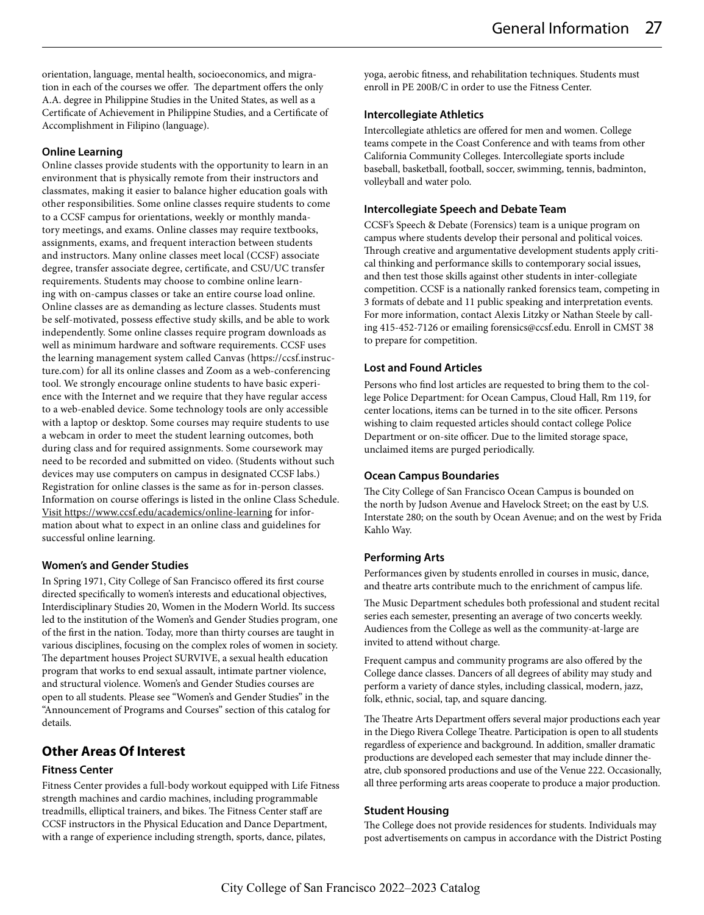orientation, language, mental health, socioeconomics, and migration in each of the courses we offer. The department offers the only A.A. degree in Philippine Studies in the United States, as well as a Certificate of Achievement in Philippine Studies, and a Certificate of Accomplishment in Filipino (language).

### Online Learning

Online classes provide students with the opportunity to learn in an environment that is physically remote from their instructors and classmates, making it easier to balance higher education goals with other responsibilities. Some online classes require students to come to a CCSF campus for orientations, weekly or monthly mandatory meetings, and exams. Online classes may require textbooks, assignments, exams, and frequent interaction between students and instructors. Many online classes meet local (CCSF) associate degree, transfer associate degree, certificate, and CSU/UC transfer requirements. Students may choose to combine online learning with on-campus classes or take an entire course load online. Online classes are as demanding as lecture classes. Students must be self-motivated, possess effective study skills, and be able to work independently. Some online classes require program downloads as well as minimum hardware and software requirements. CCSF uses the learning management system called Canvas (https://ccsf.instructure.com) for all its online classes and Zoom as a web-conferencing tool. We strongly encourage online students to have basic experience with the Internet and we require that they have regular access to a web-enabled device. Some technology tools are only accessible with a laptop or desktop. Some courses may require students to use a webcam in order to meet the student learning outcomes, both during class and for required assignments. Some coursework may need to be recorded and submitted on video. (Students without such devices may use computers on campus in designated CCSF labs.) Registration for online classes is the same as for in-person classes. Information on course offerings is listed in the online Class Schedule. Visit https://www.ccsf.edu/academics/online-learning for information about what to expect in an online class and guidelines for successful online learning.

### Women's and Gender Studies

In Spring 1971, City College of San Francisco offered its first course directed specifically to women's interests and educational objectives, Interdisciplinary Studies 20, Women in the Modern World. Its success led to the institution of the Women's and Gender Studies program, one of the first in the nation. Today, more than thirty courses are taught in various disciplines, focusing on the complex roles of women in society. The department houses Project SURVIVE, a sexual health education program that works to end sexual assault, intimate partner violence, and structural violence. Women's and Gender Studies courses are open to all students. Please see "Women's and Gender Studies" in the "Announcement of Programs and Courses" section of this catalog for details.

## Other Areas Of Interest

### Fitness Center

Fitness Center provides a full-body workout equipped with Life Fitness strength machines and cardio machines, including programmable treadmills, elliptical trainers, and bikes. The Fitness Center staff are CCSF instructors in the Physical Education and Dance Department, with a range of experience including strength, sports, dance, pilates, yoga, aerobic fitness, and rehabilitation techniques. Students must enroll in PE 200B/C in order to use the Fitness Center.

### Intercollegiate Athletics

Intercollegiate athletics are offered for men and women. College teams compete in the Coast Conference and with teams from other California Community Colleges. Intercollegiate sports include baseball, basketball, football, soccer, swimming, tennis, badminton, volleyball and water polo.

### Intercollegiate Speech and Debate Team

CCSF's Speech & Debate (Forensics) team is a unique program on campus where students develop their personal and political voices. Through creative and argumentative development students apply critical thinking and performance skills to contemporary social issues, and then test those skills against other students in inter-collegiate competition. CCSF is a nationally ranked forensics team, competing in 3 formats of debate and 11 public speaking and interpretation events. For more information, contact Alexis Litzky or Nathan Steele by calling 415-452-7126 or emailing forensics@ccsf.edu. Enroll in CMST 38 to prepare for competition.

### Lost and Found Articles

Persons who find lost articles are requested to bring them to the college Police Department: for Ocean Campus, Cloud Hall, Rm 119, for center locations, items can be turned in to the site officer. Persons wishing to claim requested articles should contact college Police Department or on-site officer. Due to the limited storage space, unclaimed items are purged periodically.

### Ocean Campus Boundaries

The City College of San Francisco Ocean Campus is bounded on the north by Judson Avenue and Havelock Street; on the east by U.S. Interstate 280; on the south by Ocean Avenue; and on the west by Frida Kahlo Way.

### Performing Arts

Performances given by students enrolled in courses in music, dance, and theatre arts contribute much to the enrichment of campus life.

The Music Department schedules both professional and student recital series each semester, presenting an average of two concerts weekly. Audiences from the College as well as the community-at-large are invited to attend without charge.

Frequent campus and community programs are also offered by the College dance classes. Dancers of all degrees of ability may study and perform a variety of dance styles, including classical, modern, jazz, folk, ethnic, social, tap, and square dancing.

The Theatre Arts Department offers several major productions each year in the Diego Rivera College Theatre. Participation is open to all students regardless of experience and background. In addition, smaller dramatic productions are developed each semester that may include dinner theatre, club sponsored productions and use of the Venue 222. Occasionally, all three performing arts areas cooperate to produce a major production.

### Student Housing

The College does not provide residences for students. Individuals may post advertisements on campus in accordance with the District Posting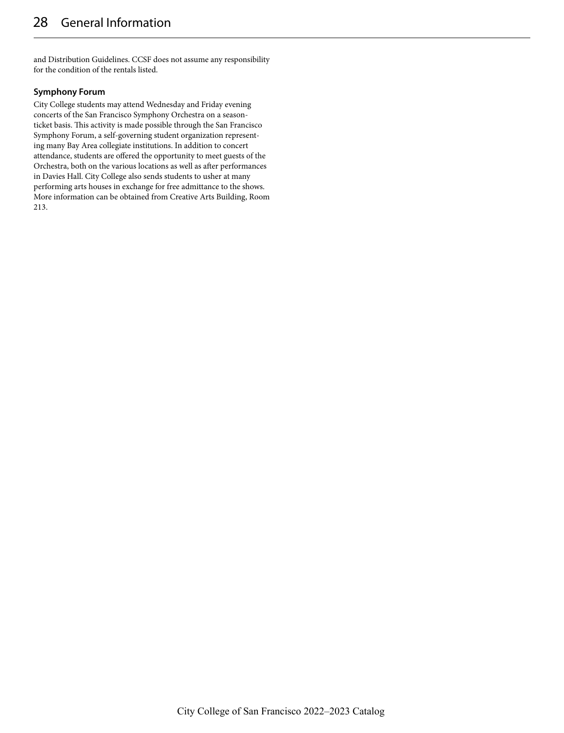and Distribution Guidelines. CCSF does not assume any responsibility for the condition of the rentals listed.

### Symphony Forum

City College students may attend Wednesday and Friday evening concerts of the San Francisco Symphony Orchestra on a season-ticket basis. This activity is made possible through the San Francisco Symphony Forum, a self-governing student organization representing many Bay Area collegiate institutions. In addition to concert attendance, students are offered the opportunity to meet guests of the Orchestra, both on the various locations as well as after performances in Davies Hall. City College also sends students to usher at many performing arts houses in exchange for free admittance to the shows. More information can be obtained from Creative Arts Building, Room 213.